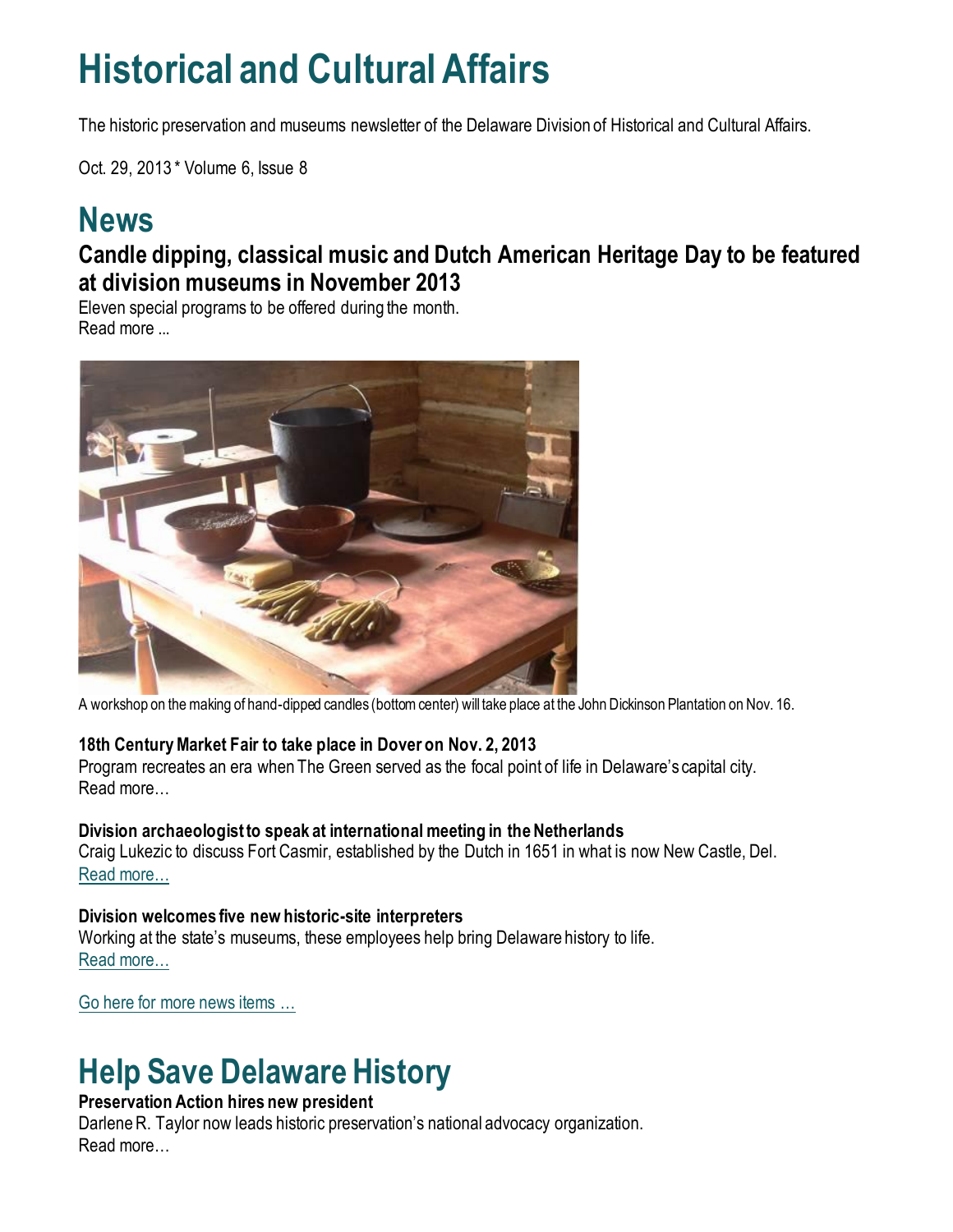# Historical and Cultural Affairs

The historic preservation and museums newsletter of the Delaware Division of Historical and Cultural Affairs.

Oct. 29, 2013 * Volume 6, Issue 8

## News

### Candle dipping, classical music and Dutch American Heritage Day to be featured at division museums in November 2013

Eleven special programs to be offered during the month.
Read more ...

A workshop on the making of hand-dipped candles (bottom center) will take place at the John Dickinson Plantation on Nov. 16.

**18th Century Market Fair to take place in Dover on Nov. 2, 2013**
Program recreates an era when The Green served as the focal point of life in Delaware's capital city.
Read more…

**Division archaeologist to speak at international meeting in the Netherlands**
Craig Lukezic to discuss Fort Casmir, established by the Dutch in 1651 in what is now New Castle, Del.
Read more…

**Division welcomes five new historic-site interpreters**
Working at the state's museums, these employees help bring Delaware history to life.
Read more…

Go here for more news items …

## Help Save Delaware History

**Preservation Action hires new president**
Darlene R. Taylor now leads historic preservation's national advocacy organization.
Read more…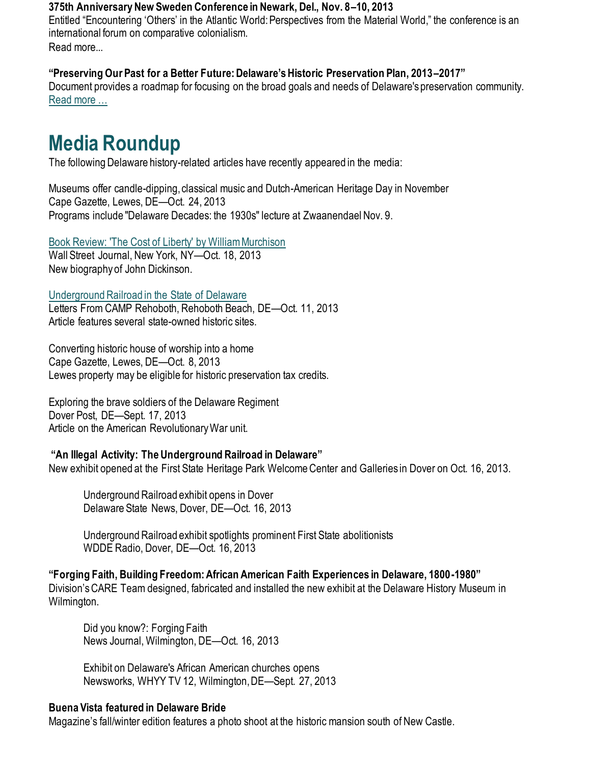**375th Anniversary New Sweden Conference in Newark, Del., Nov. 8–10, 2013**
Entitled "Encountering 'Others' in the Atlantic World: Perspectives from the Material World," the conference is an international forum on comparative colonialism.
Read more...

**"Preserving Our Past for a Better Future: Delaware's Historic Preservation Plan, 2013–2017"**
Document provides a roadmap for focusing on the broad goals and needs of Delaware's preservation community.
Read more …

# Media Roundup

The following Delaware history-related articles have recently appeared in the media:

Museums offer candle-dipping, classical music and Dutch-American Heritage Day in November
Cape Gazette, Lewes, DE—Oct. 24, 2013
Programs include "Delaware Decades: the 1930s" lecture at Zwaanendael Nov. 9.

Book Review: 'The Cost of Liberty' by William Murchison
Wall Street Journal, New York, NY—Oct. 18, 2013
New biography of John Dickinson.

Underground Railroad in the State of Delaware
Letters From CAMP Rehoboth, Rehoboth Beach, DE—Oct. 11, 2013
Article features several state-owned historic sites.

Converting historic house of worship into a home
Cape Gazette, Lewes, DE—Oct. 8, 2013
Lewes property may be eligible for historic preservation tax credits.

Exploring the brave soldiers of the Delaware Regiment
Dover Post, DE—Sept. 17, 2013
Article on the American Revolutionary War unit.

**"An Illegal Activity: The Underground Railroad in Delaware"**
New exhibit opened at the First State Heritage Park Welcome Center and Galleries in Dover on Oct. 16, 2013.

> Underground Railroad exhibit opens in Dover
> Delaware State News, Dover, DE—Oct. 16, 2013
>
> Underground Railroad exhibit spotlights prominent First State abolitionists
> WDDE Radio, Dover, DE—Oct. 16, 2013

**"Forging Faith, Building Freedom: African American Faith Experiences in Delaware, 1800-1980"**
Division's CARE Team designed, fabricated and installed the new exhibit at the Delaware History Museum in Wilmington.

> Did you know?: Forging Faith
> News Journal, Wilmington, DE—Oct. 16, 2013
>
> Exhibit on Delaware's African American churches opens
> Newsworks, WHYY TV 12, Wilmington, DE—Sept. 27, 2013

**Buena Vista featured in Delaware Bride**
Magazine's fall/winter edition features a photo shoot at the historic mansion south of New Castle.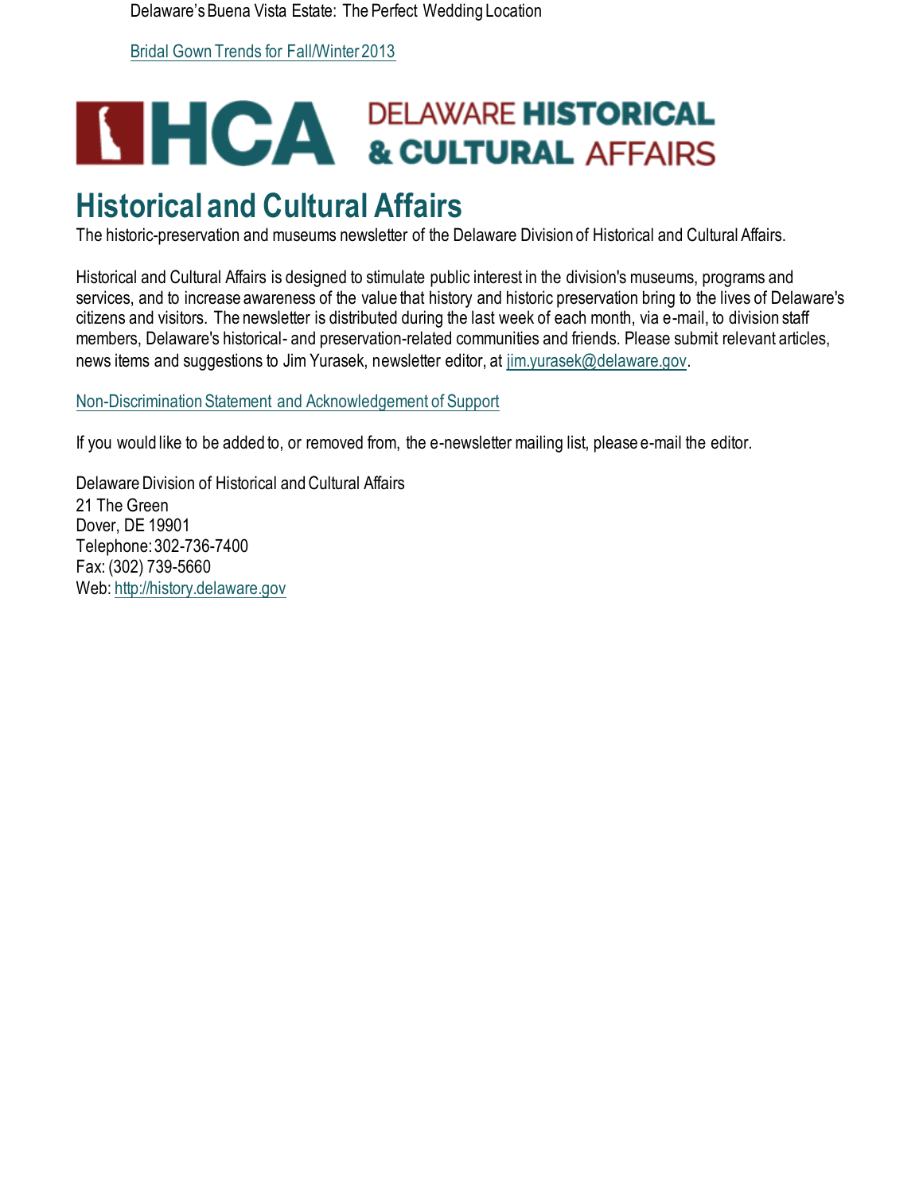Delaware's Buena Vista Estate: The Perfect Wedding Location

Bridal Gown Trends for Fall/Winter 2013

HCA DELAWARE HISTORICAL & CULTURAL AFFAIRS

# Historical and Cultural Affairs

The historic-preservation and museums newsletter of the Delaware Division of Historical and Cultural Affairs.

Historical and Cultural Affairs is designed to stimulate public interest in the division's museums, programs and services, and to increase awareness of the value that history and historic preservation bring to the lives of Delaware's citizens and visitors. The newsletter is distributed during the last week of each month, via e-mail, to division staff members, Delaware's historical- and preservation-related communities and friends. Please submit relevant articles, news items and suggestions to Jim Yurasek, newsletter editor, at jim.yurasek@delaware.gov.

Non-Discrimination Statement and Acknowledgement of Support

If you would like to be added to, or removed from, the e-newsletter mailing list, please e-mail the editor.

Delaware Division of Historical and Cultural Affairs
21 The Green
Dover, DE 19901
Telephone: 302-736-7400
Fax: (302) 739-5660
Web: http://history.delaware.gov